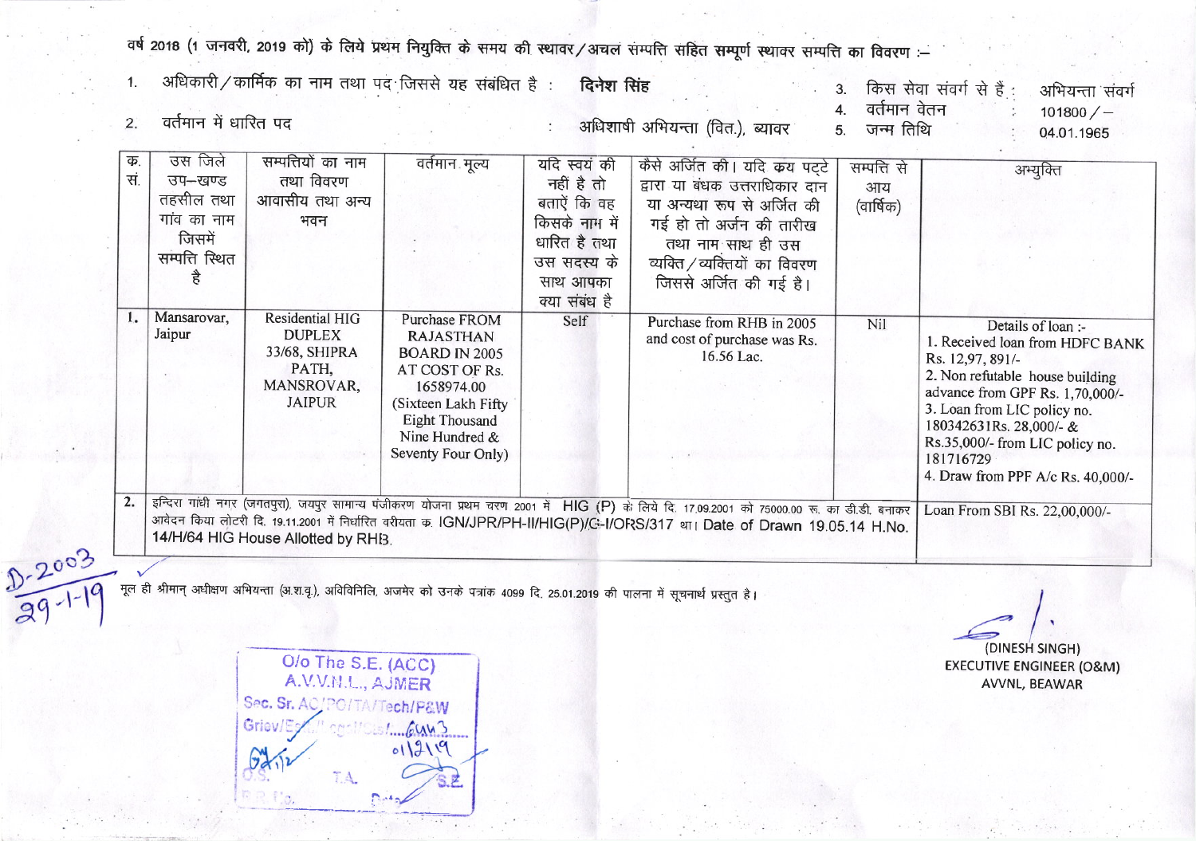वर्ष 2018 (1 जनवरी, 2019 को) के लिये प्रथम नियुक्ति के समय की स्थावर/अचल संम्पत्ति सहित सम्पूर्ण स्थावर सम्पत्ति का विवरण :–

1. अधिकारी/कार्मिक का नाम तथा पद जिससे यह संबंधित है : **दिनेश सिंह**
2. वर्तमान में धारित पद : अधिशाषी अभियन्ता (वित.), ब्यावर
3. किस सेवा संवर्ग से है : अभियन्ता संवर्ग
4. वर्तमान वेतन : 101800/–
5. जन्म तिथि : 04.01.1965

| क्र. सं. | उस जिले उप–खण्ड तहसील तथा गांव का नाम जिसमें सम्पत्ति स्थित है | सम्पत्तियों का नाम तथा विवरण आवासीय तथा अन्य भवन | वर्तमान मूल्य | यदि स्वयं की नहीं है तो बताऐं कि वह किसके नाम में धारित है तथा उस सदस्य के साथ आपका क्या संबंध है | कैसे अर्जित की। यदि क्रय पट्टे द्वारा या बंधक उत्तराधिकार दान या अन्यथा रूप से अर्जित की गई हो तो अर्जन की तारीख तथा नाम साथ ही उस व्यक्ति/व्यक्तियों का विवरण जिससे अर्जित की गई है। | सम्पत्ति से आय (वार्षिक) | अभ्युक्ति |
|---|---|---|---|---|---|---|---|
| 1. | Mansarovar, Jaipur | Residential HIG DUPLEX 33/68, SHIPRA PATH, MANSROVAR, JAIPUR | Purchase FROM RAJASTHAN BOARD IN 2005 AT COST OF Rs. 1658974.00 (Sixteen Lakh Fifty Eight Thousand Nine Hundred & Seventy Four Only) | Self | Purchase from RHB in 2005 and cost of purchase was Rs. 16.56 Lac. | Nil | Details of loan :- 1. Received loan from HDFC BANK Rs. 12,97, 891/- 2. Non refutable house building advance from GPF Rs. 1,70,000/- 3. Loan from LIC policy no. 180342631Rs. 28,000/- & Rs.35,000/- from LIC policy no. 181716729 4. Draw from PPF A/c Rs. 40,000/- |
| 2. | इन्दिरा गांधी नगर (जगतपुरा), जयपुर सामान्य पंजीकरण योजना प्रथम चरण 2001 में HIG (P) के लिये दि. 17.09.2001 को 75000.00 रू. का डी.डी. बनाकर आवेदन किया लोटरी दि. 19.11.2001 में निर्धारित वरीयता क्र. IGN/JPR/PH-II/HIG(P)/G-I/ORS/317 था। Date of Drawn 19.05.14 H.No. 14/H/64 HIG House Allotted by RHB. | | | | | | Loan From SBI Rs. 22,00,000/- |

D-2003
29-1-19

मूल ही श्रीमान् अधीक्षण अभियन्ता (अ.श.वृ.), अविविनिलि, अजमेर को उनके पत्रांक 4099 दि. 25.01.2019 की पालना में सूचनार्थ प्रस्तुत है।

O/o The S.E. (ACC)
A.V.V.N.L., AJMER
Sec. Sr. AO/PO/TA/Tech/P&W
Griev/Estt/Legal/Genl/....6443
01/2/19
O.S. T.A. S.E.

(DINESH SINGH)
EXECUTIVE ENGINEER (O&M)
AVVNL, BEAWAR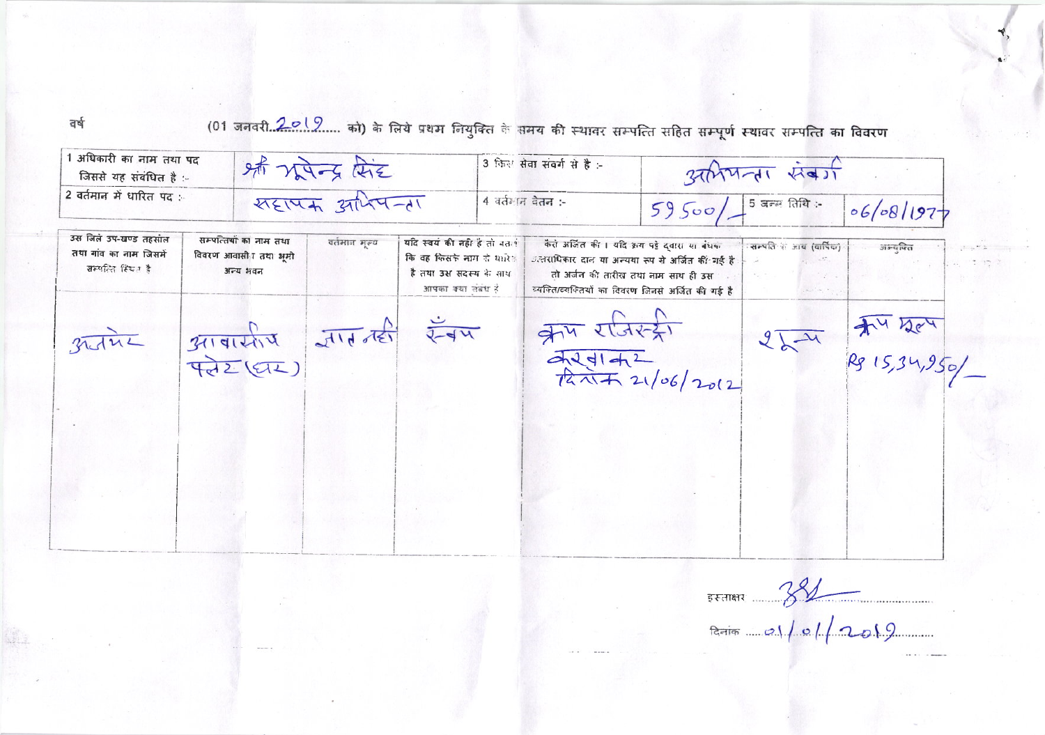वर्ष (01 जनवरी 2019 को) के लिये प्रथम नियुक्ति के समय की स्थावर सम्पत्ति सहित सम्पूर्ण स्थावर सम्पत्ति का विवरण

| | | | | | |
|---|---|---|---|---|---|
| 1 अधिकारी का नाम तथा पद जिससे यह संबंधित है :- | श्री भूपेन्द्र सिंह | 3 किस सेवा संवर्ग से है :- | अभियन्ता संवर्ग | | |
| 2 वर्तमान में धारित पद :- | सहायक अभियन्ता | 4 वर्तमान वेतन :- | 59500/- | 5 जन्म तिथि :- | 06/08/1977 |

| उस जिले उप-खण्ड तहसील तथा गांव का नाम जिसमें सम्पत्ति स्थित है | सम्पत्तियों का नाम तथा विवरण आवासीय तथा भूमि अन्य भवन | वर्तमान मूल्य | यदि स्वयं की नहीं है तो बताये कि वह किसके नाम से धारित है तथा उस सदस्य के साथ आपका क्या संबंध है | कैसे अर्जित की। यदि क्रय पट्टे द्वारा या बंधक उत्तराधिकार दान या अन्यथा रूप से अर्जित की गई है तो अर्जन की तारीख तथा नाम साथ ही उस व्यक्ति/व्यक्तियों का विवरण जिनसे अर्जित की गई है | सम्पत्ति से आय (वार्षिक) | अभ्युक्ति |
|---|---|---|---|---|---|---|
| अलवर | आवासीय फ्लेट (घर) | ज्ञात नहीं | स्वयं | क्रय रजिस्ट्री करवाकर दिनांक 21/06/2012 | शून्य | क्रय मूल्य Rs 15,34,950/- |

हस्ताक्षर ........

दिनांक 01/01/2019